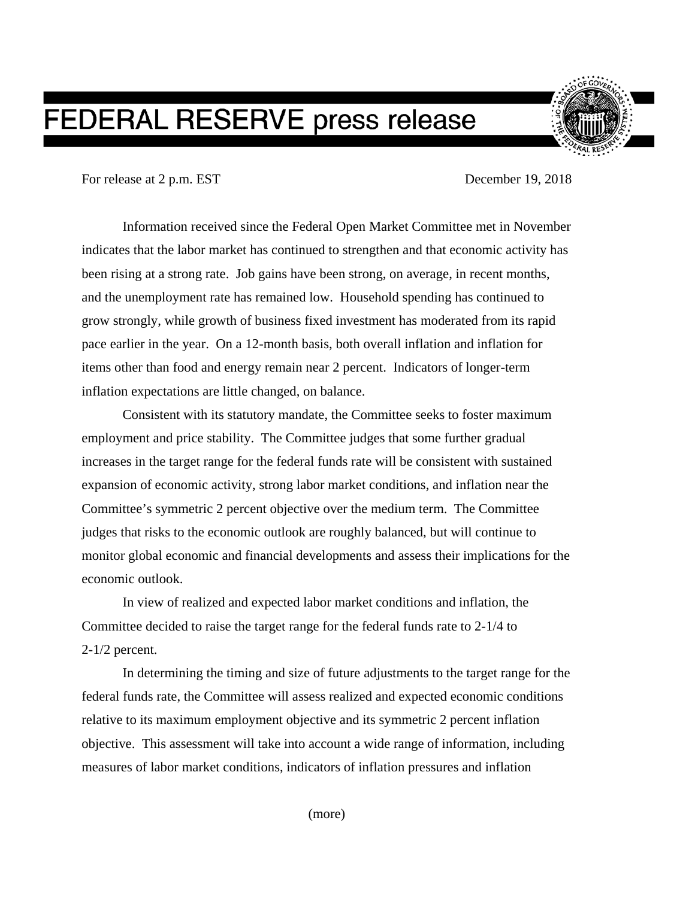# FEDERAL RESERVE press release

For release at 2 p.m. EST

December 19, 2018

Information received since the Federal Open Market Committee met in November indicates that the labor market has continued to strengthen and that economic activity has been rising at a strong rate. Job gains have been strong, on average, in recent months, and the unemployment rate has remained low. Household spending has continued to grow strongly, while growth of business fixed investment has moderated from its rapid pace earlier in the year. On a 12-month basis, both overall inflation and inflation for items other than food and energy remain near 2 percent. Indicators of longer-term inflation expectations are little changed, on balance.

Consistent with its statutory mandate, the Committee seeks to foster maximum employment and price stability. The Committee judges that some further gradual increases in the target range for the federal funds rate will be consistent with sustained expansion of economic activity, strong labor market conditions, and inflation near the Committee's symmetric 2 percent objective over the medium term. The Committee judges that risks to the economic outlook are roughly balanced, but will continue to monitor global economic and financial developments and assess their implications for the economic outlook.

In view of realized and expected labor market conditions and inflation, the Committee decided to raise the target range for the federal funds rate to 2-1/4 to 2-1/2 percent.

In determining the timing and size of future adjustments to the target range for the federal funds rate, the Committee will assess realized and expected economic conditions relative to its maximum employment objective and its symmetric 2 percent inflation objective. This assessment will take into account a wide range of information, including measures of labor market conditions, indicators of inflation pressures and inflation

(more)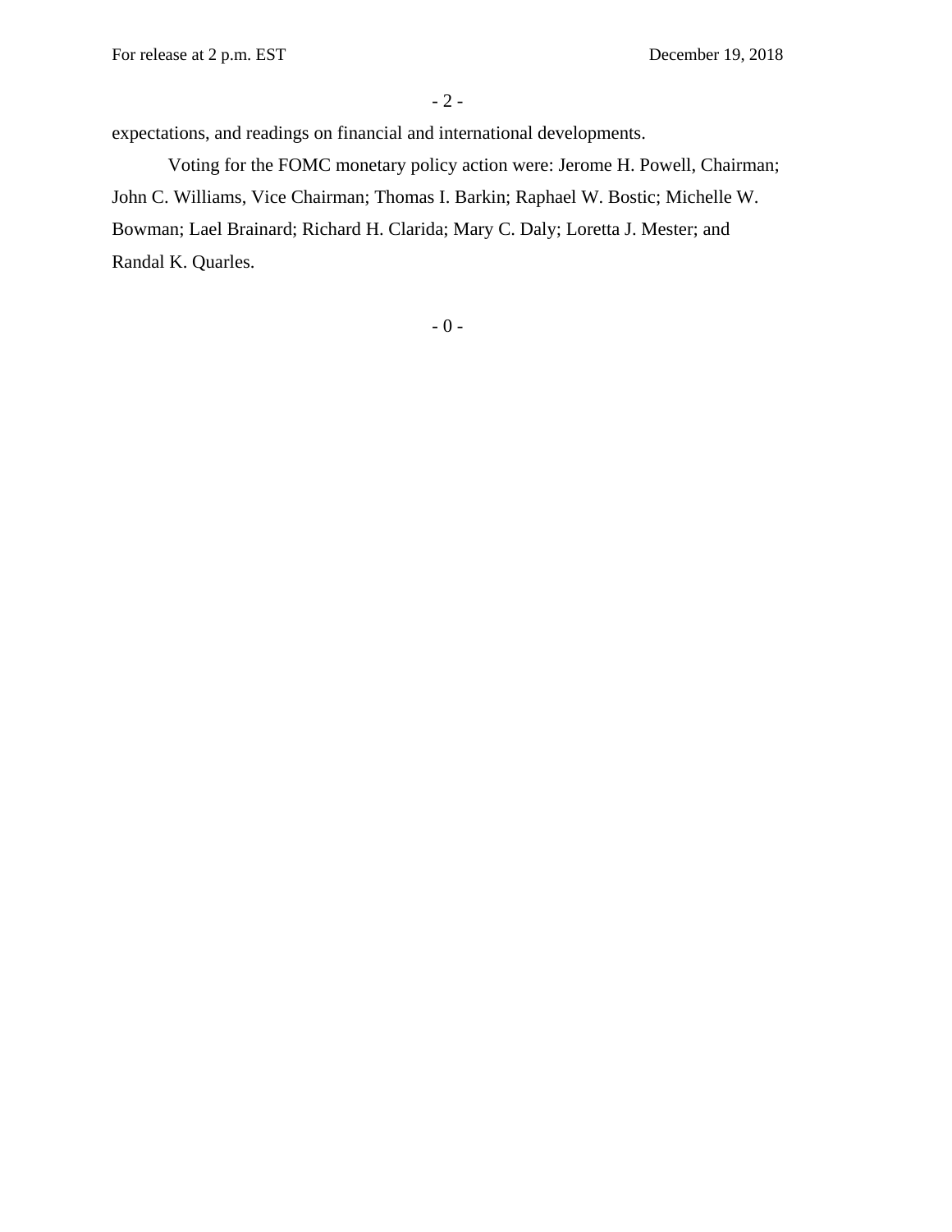expectations, and readings on financial and international developments.

Voting for the FOMC monetary policy action were: Jerome H. Powell, Chairman; John C. Williams, Vice Chairman; Thomas I. Barkin; Raphael W. Bostic; Michelle W. Bowman; Lael Brainard; Richard H. Clarida; Mary C. Daly; Loretta J. Mester; and Randal K. Quarles.

- 0 -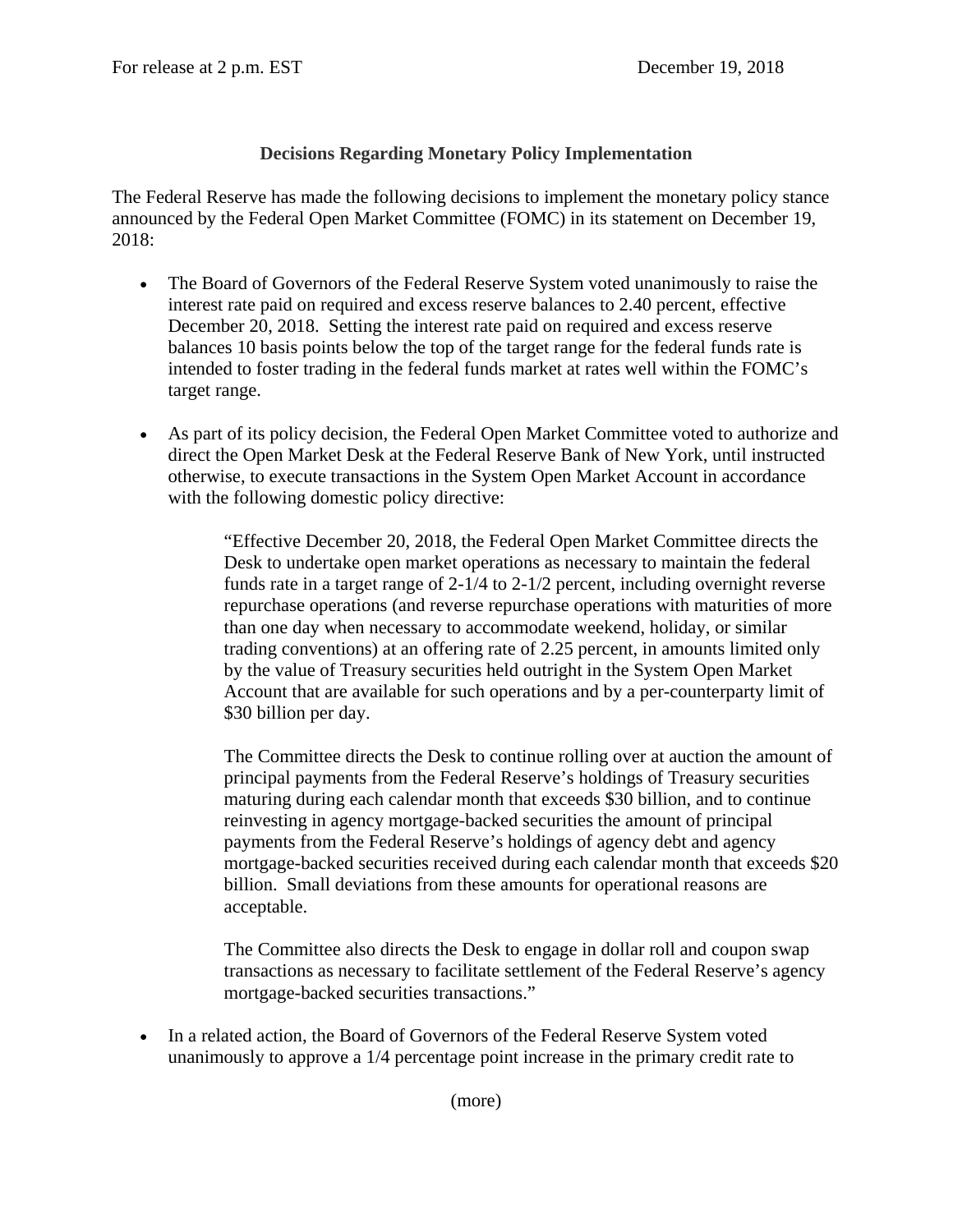For release at 2 p.m. EST December 19, 2018

**Decisions Regarding Monetary Policy Implementation**

The Federal Reserve has made the following decisions to implement the monetary policy stance announced by the Federal Open Market Committee (FOMC) in its statement on December 19, 2018:

- The Board of Governors of the Federal Reserve System voted unanimously to raise the interest rate paid on required and excess reserve balances to 2.40 percent, effective December 20, 2018. Setting the interest rate paid on required and excess reserve balances 10 basis points below the top of the target range for the federal funds rate is intended to foster trading in the federal funds market at rates well within the FOMC's target range.

- As part of its policy decision, the Federal Open Market Committee voted to authorize and direct the Open Market Desk at the Federal Reserve Bank of New York, until instructed otherwise, to execute transactions in the System Open Market Account in accordance with the following domestic policy directive:

  > "Effective December 20, 2018, the Federal Open Market Committee directs the Desk to undertake open market operations as necessary to maintain the federal funds rate in a target range of 2-1/4 to 2-1/2 percent, including overnight reverse repurchase operations (and reverse repurchase operations with maturities of more than one day when necessary to accommodate weekend, holiday, or similar trading conventions) at an offering rate of 2.25 percent, in amounts limited only by the value of Treasury securities held outright in the System Open Market Account that are available for such operations and by a per-counterparty limit of $30 billion per day.
  >
  > The Committee directs the Desk to continue rolling over at auction the amount of principal payments from the Federal Reserve's holdings of Treasury securities maturing during each calendar month that exceeds $30 billion, and to continue reinvesting in agency mortgage-backed securities the amount of principal payments from the Federal Reserve's holdings of agency debt and agency mortgage-backed securities received during each calendar month that exceeds $20 billion. Small deviations from these amounts for operational reasons are acceptable.
  >
  > The Committee also directs the Desk to engage in dollar roll and coupon swap transactions as necessary to facilitate settlement of the Federal Reserve's agency mortgage-backed securities transactions."

- In a related action, the Board of Governors of the Federal Reserve System voted unanimously to approve a 1/4 percentage point increase in the primary credit rate to

(more)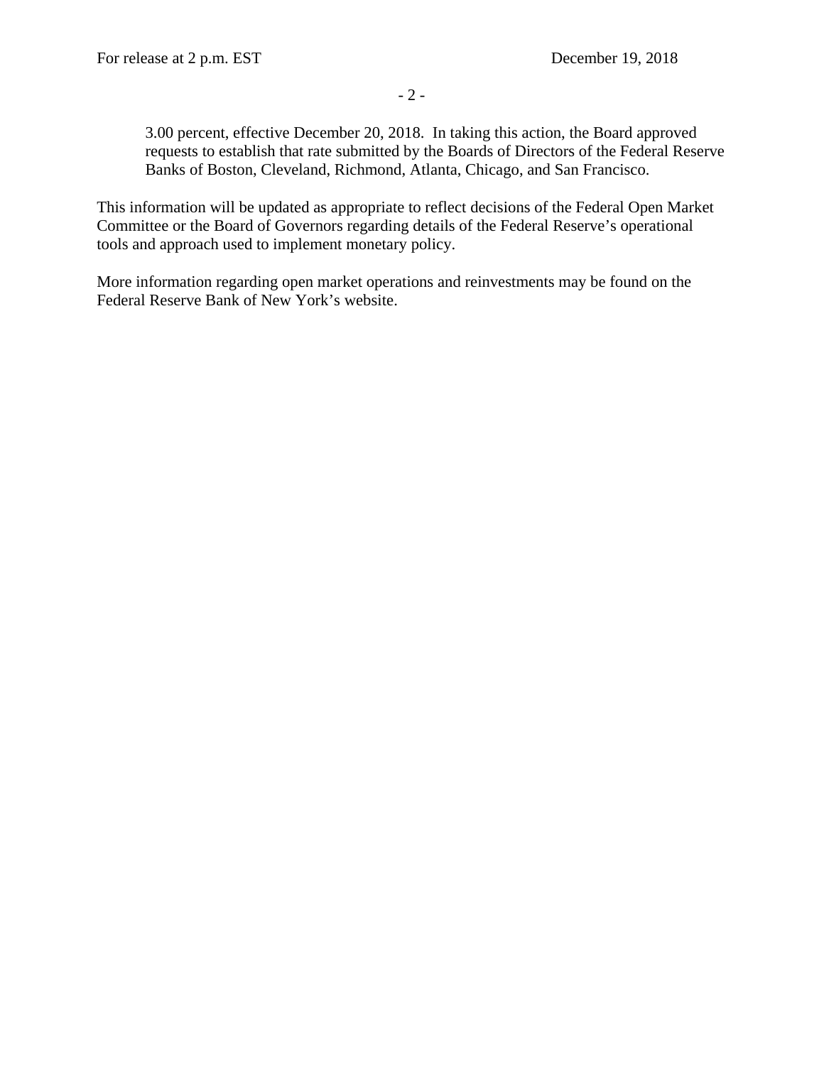3.00 percent, effective December 20, 2018. In taking this action, the Board approved requests to establish that rate submitted by the Boards of Directors of the Federal Reserve Banks of Boston, Cleveland, Richmond, Atlanta, Chicago, and San Francisco.

This information will be updated as appropriate to reflect decisions of the Federal Open Market Committee or the Board of Governors regarding details of the Federal Reserve's operational tools and approach used to implement monetary policy.

More information regarding open market operations and reinvestments may be found on the Federal Reserve Bank of New York's website.